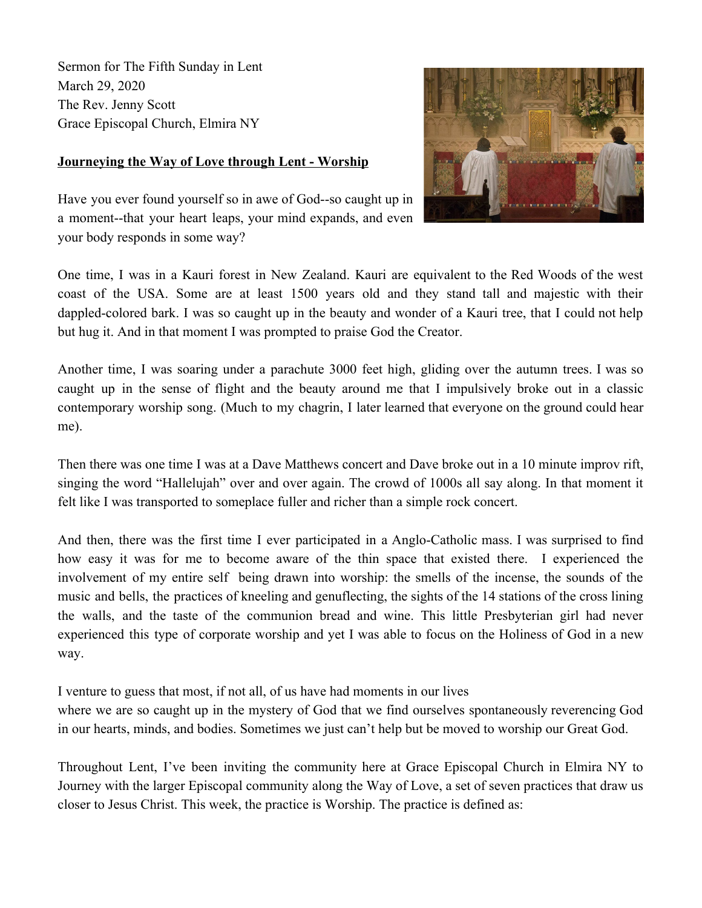Sermon for The Fifth Sunday in Lent
March 29, 2020
The Rev. Jenny Scott
Grace Episcopal Church, Elmira NY

**Journeying the Way of Love through Lent - Worship**

Have you ever found yourself so in awe of God--so caught up in a moment--that your heart leaps, your mind expands, and even your body responds in some way?

One time, I was in a Kauri forest in New Zealand. Kauri are equivalent to the Red Woods of the west coast of the USA. Some are at least 1500 years old and they stand tall and majestic with their dappled-colored bark. I was so caught up in the beauty and wonder of a Kauri tree, that I could not help but hug it. And in that moment I was prompted to praise God the Creator.

Another time, I was soaring under a parachute 3000 feet high, gliding over the autumn trees. I was so caught up in the sense of flight and the beauty around me that I impulsively broke out in a classic contemporary worship song. (Much to my chagrin, I later learned that everyone on the ground could hear me).

Then there was one time I was at a Dave Matthews concert and Dave broke out in a 10 minute improv rift, singing the word "Hallelujah" over and over again. The crowd of 1000s all say along. In that moment it felt like I was transported to someplace fuller and richer than a simple rock concert.

And then, there was the first time I ever participated in a Anglo-Catholic mass. I was surprised to find how easy it was for me to become aware of the thin space that existed there. I experienced the involvement of my entire self being drawn into worship: the smells of the incense, the sounds of the music and bells, the practices of kneeling and genuflecting, the sights of the 14 stations of the cross lining the walls, and the taste of the communion bread and wine. This little Presbyterian girl had never experienced this type of corporate worship and yet I was able to focus on the Holiness of God in a new way.

I venture to guess that most, if not all, of us have had moments in our lives where we are so caught up in the mystery of God that we find ourselves spontaneously reverencing God in our hearts, minds, and bodies. Sometimes we just can't help but be moved to worship our Great God.

Throughout Lent, I've been inviting the community here at Grace Episcopal Church in Elmira NY to Journey with the larger Episcopal community along the Way of Love, a set of seven practices that draw us closer to Jesus Christ. This week, the practice is Worship. The practice is defined as: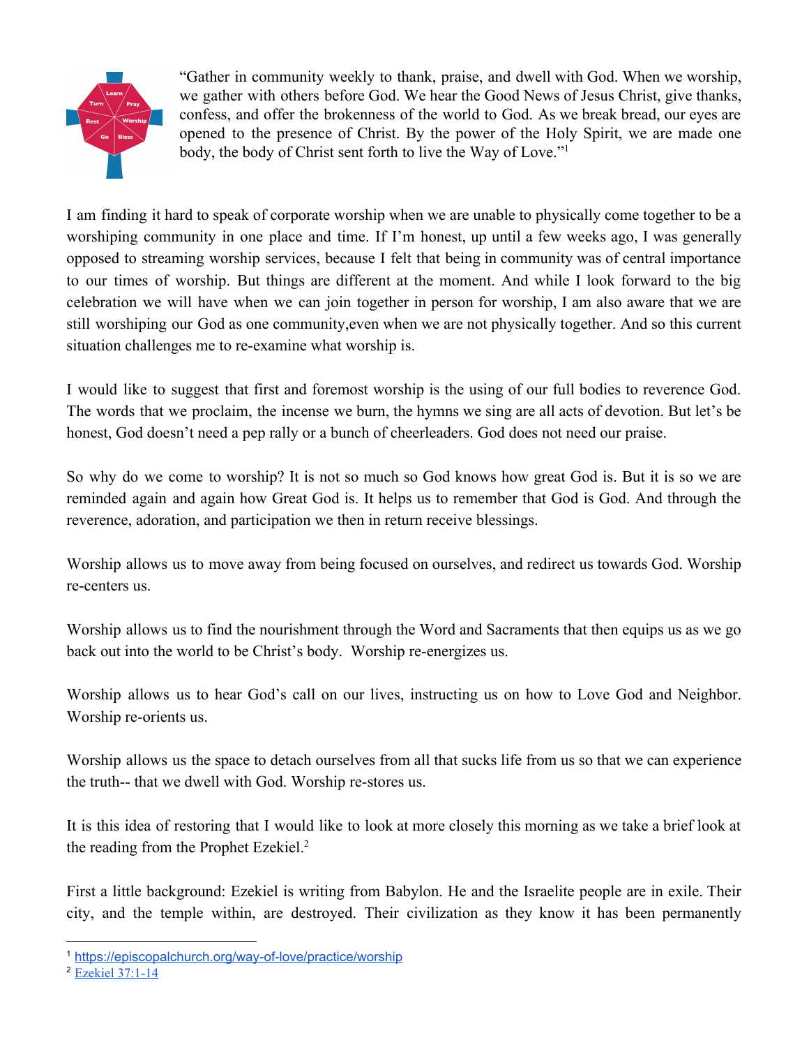"Gather in community weekly to thank, praise, and dwell with God. When we worship, we gather with others before God. We hear the Good News of Jesus Christ, give thanks, confess, and offer the brokenness of the world to God. As we break bread, our eyes are opened to the presence of Christ. By the power of the Holy Spirit, we are made one body, the body of Christ sent forth to live the Way of Love."[1]

I am finding it hard to speak of corporate worship when we are unable to physically come together to be a worshiping community in one place and time. If I'm honest, up until a few weeks ago, I was generally opposed to streaming worship services, because I felt that being in community was of central importance to our times of worship. But things are different at the moment. And while I look forward to the big celebration we will have when we can join together in person for worship, I am also aware that we are still worshiping our God as one community,even when we are not physically together. And so this current situation challenges me to re-examine what worship is.

I would like to suggest that first and foremost worship is the using of our full bodies to reverence God. The words that we proclaim, the incense we burn, the hymns we sing are all acts of devotion. But let's be honest, God doesn't need a pep rally or a bunch of cheerleaders. God does not need our praise.

So why do we come to worship? It is not so much so God knows how great God is. But it is so we are reminded again and again how Great God is. It helps us to remember that God is God. And through the reverence, adoration, and participation we then in return receive blessings.

Worship allows us to move away from being focused on ourselves, and redirect us towards God. Worship re-centers us.

Worship allows us to find the nourishment through the Word and Sacraments that then equips us as we go back out into the world to be Christ's body. Worship re-energizes us.

Worship allows us to hear God's call on our lives, instructing us on how to Love God and Neighbor. Worship re-orients us.

Worship allows us the space to detach ourselves from all that sucks life from us so that we can experience the truth-- that we dwell with God. Worship re-stores us.

It is this idea of restoring that I would like to look at more closely this morning as we take a brief look at the reading from the Prophet Ezekiel.[2]

First a little background: Ezekiel is writing from Babylon. He and the Israelite people are in exile. Their city, and the temple within, are destroyed. Their civilization as they know it has been permanently

---

[1] https://episcopalchurch.org/way-of-love/practice/worship

[2] Ezekiel 37:1-14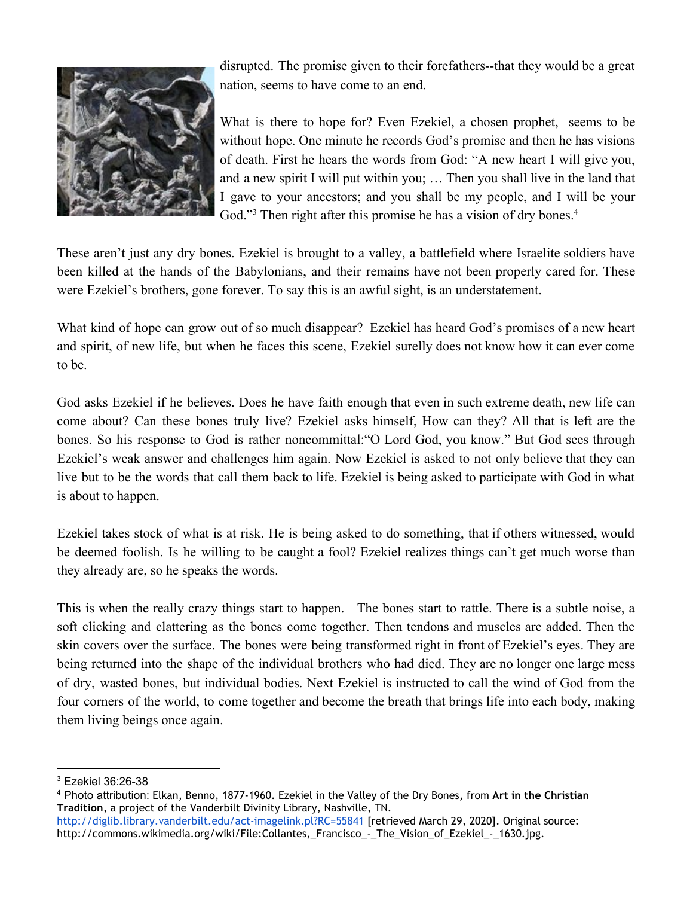disrupted. The promise given to their forefathers--that they would be a great nation, seems to have come to an end.

What is there to hope for? Even Ezekiel, a chosen prophet, seems to be without hope. One minute he records God's promise and then he has visions of death. First he hears the words from God: "A new heart I will give you, and a new spirit I will put within you; … Then you shall live in the land that I gave to your ancestors; and you shall be my people, and I will be your God."[3] Then right after this promise he has a vision of dry bones.[4]

These aren't just any dry bones. Ezekiel is brought to a valley, a battlefield where Israelite soldiers have been killed at the hands of the Babylonians, and their remains have not been properly cared for. These were Ezekiel's brothers, gone forever. To say this is an awful sight, is an understatement.

What kind of hope can grow out of so much disappear? Ezekiel has heard God's promises of a new heart and spirit, of new life, but when he faces this scene, Ezekiel surelly does not know how it can ever come to be.

God asks Ezekiel if he believes. Does he have faith enough that even in such extreme death, new life can come about? Can these bones truly live? Ezekiel asks himself, How can they? All that is left are the bones. So his response to God is rather noncommittal:"O Lord God, you know." But God sees through Ezekiel's weak answer and challenges him again. Now Ezekiel is asked to not only believe that they can live but to be the words that call them back to life. Ezekiel is being asked to participate with God in what is about to happen.

Ezekiel takes stock of what is at risk. He is being asked to do something, that if others witnessed, would be deemed foolish. Is he willing to be caught a fool? Ezekiel realizes things can't get much worse than they already are, so he speaks the words.

This is when the really crazy things start to happen. The bones start to rattle. There is a subtle noise, a soft clicking and clattering as the bones come together. Then tendons and muscles are added. Then the skin covers over the surface. The bones were being transformed right in front of Ezekiel's eyes. They are being returned into the shape of the individual brothers who had died. They are no longer one large mess of dry, wasted bones, but individual bodies. Next Ezekiel is instructed to call the wind of God from the four corners of the world, to come together and become the breath that brings life into each body, making them living beings once again.

---

[3] Ezekiel 36:26-38

[4] Photo attribution: Elkan, Benno, 1877-1960. Ezekiel in the Valley of the Dry Bones, from **Art in the Christian Tradition**, a project of the Vanderbilt Divinity Library, Nashville, TN. http://diglib.library.vanderbilt.edu/act-imagelink.pl?RC=55841 [retrieved March 29, 2020]. Original source: http://commons.wikimedia.org/wiki/File:Collantes,_Francisco_-_The_Vision_of_Ezekiel_-_1630.jpg.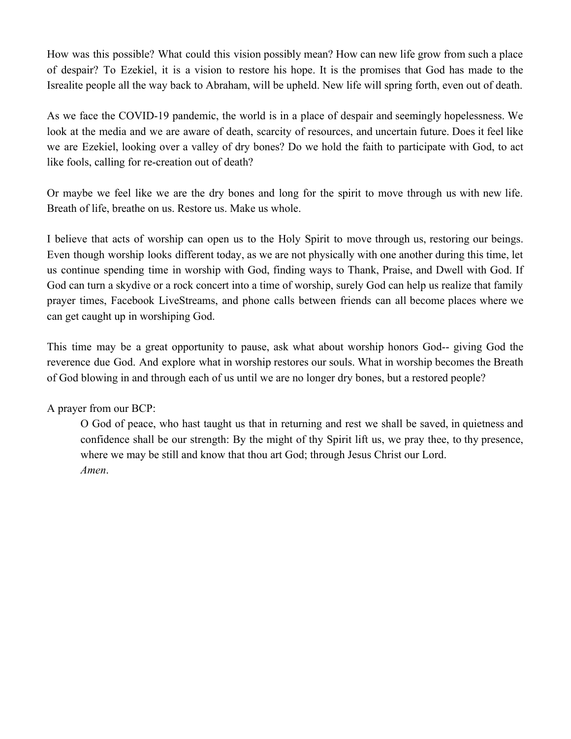How was this possible? What could this vision possibly mean? How can new life grow from such a place of despair? To Ezekiel, it is a vision to restore his hope. It is the promises that God has made to the Isrealite people all the way back to Abraham, will be upheld. New life will spring forth, even out of death.

As we face the COVID-19 pandemic, the world is in a place of despair and seemingly hopelessness. We look at the media and we are aware of death, scarcity of resources, and uncertain future. Does it feel like we are Ezekiel, looking over a valley of dry bones? Do we hold the faith to participate with God, to act like fools, calling for re-creation out of death?

Or maybe we feel like we are the dry bones and long for the spirit to move through us with new life. Breath of life, breathe on us. Restore us. Make us whole.

I believe that acts of worship can open us to the Holy Spirit to move through us, restoring our beings. Even though worship looks different today, as we are not physically with one another during this time, let us continue spending time in worship with God, finding ways to Thank, Praise, and Dwell with God. If God can turn a skydive or a rock concert into a time of worship, surely God can help us realize that family prayer times, Facebook LiveStreams, and phone calls between friends can all become places where we can get caught up in worshiping God.

This time may be a great opportunity to pause, ask what about worship honors God-- giving God the reverence due God. And explore what in worship restores our souls. What in worship becomes the Breath of God blowing in and through each of us until we are no longer dry bones, but a restored people?

A prayer from our BCP:

> O God of peace, who hast taught us that in returning and rest we shall be saved, in quietness and confidence shall be our strength: By the might of thy Spirit lift us, we pray thee, to thy presence, where we may be still and know that thou art God; through Jesus Christ our Lord.
> *Amen*.